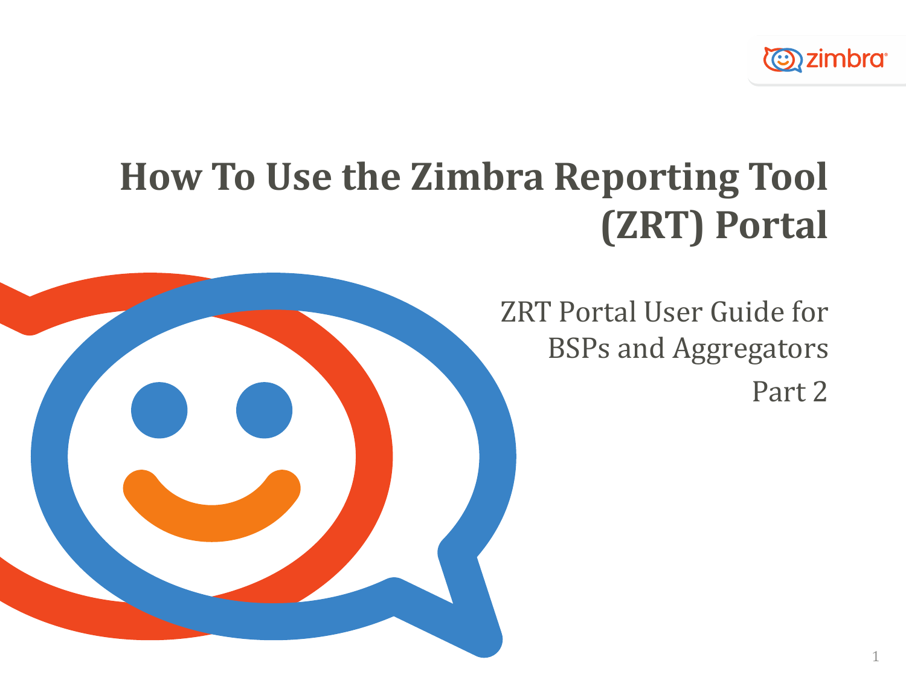# How To Use the Zimbra Reporting Tool (ZRT) Portal

ZRT Portal User Guide for BSPs and Aggregators

Part 2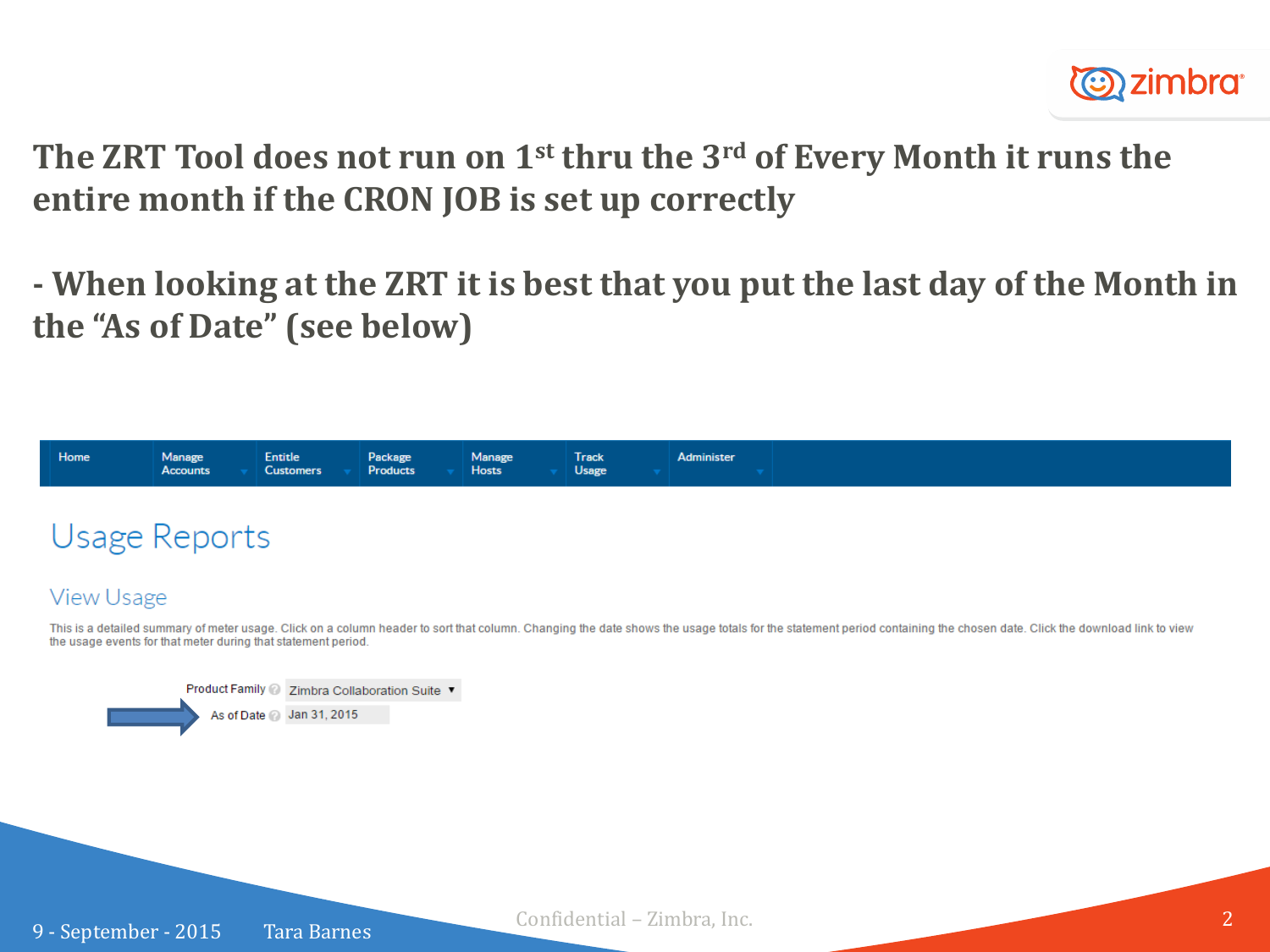**The ZRT Tool does not run on 1st thru the 3rd of Every Month it runs the entire month if the CRON JOB is set up correctly**

**- When looking at the ZRT it is best that you put the last day of the Month in the "As of Date" (see below)**

Home | Manage Accounts | Entitle Customers | Package Products | Manage Hosts | Track Usage | Administer

## Usage Reports

### View Usage

This is a detailed summary of meter usage. Click on a column header to sort that column. Changing the date shows the usage totals for the statement period containing the chosen date. Click the download link to view the usage events for that meter during that statement period.

Product Family: Zimbra Collaboration Suite

As of Date: Jan 31, 2015

9 - September - 2015 Tara Barnes

Confidential – Zimbra, Inc.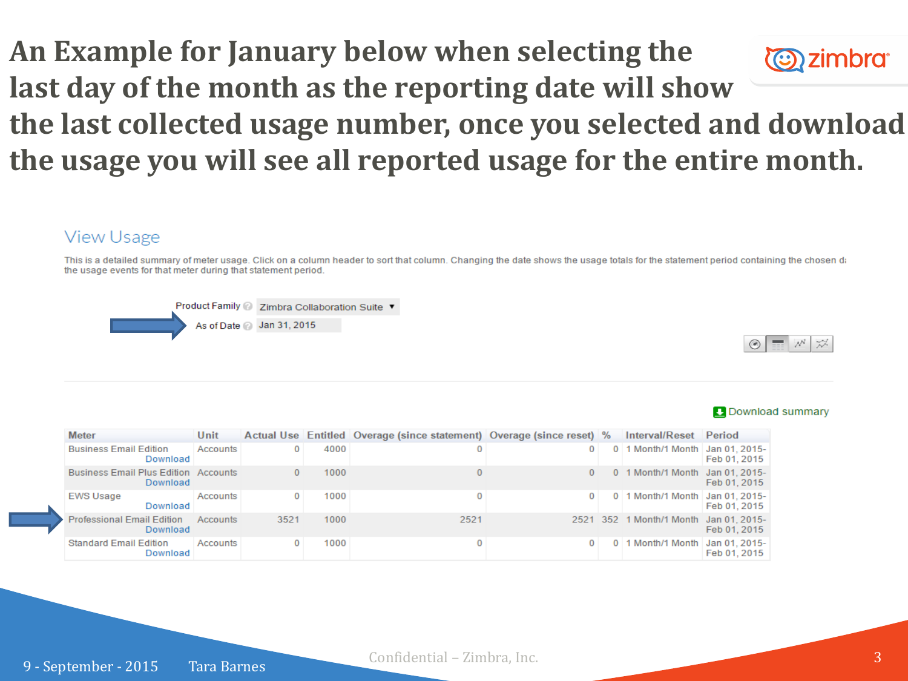# An Example for January below when selecting the last day of the month as the reporting date will show the last collected usage number, once you selected and download the usage you will see all reported usage for the entire month.

## View Usage

This is a detailed summary of meter usage. Click on a column header to sort that column. Changing the date shows the usage totals for the statement period containing the chosen d the usage events for that meter during that statement period.

Product Family: Zimbra Collaboration Suite

As of Date: Jan 31, 2015

Download summary

| Meter | Unit | Actual Use | Entitled | Overage (since statement) | Overage (since reset) | % | Interval/Reset | Period |
|---|---|---|---|---|---|---|---|---|
| Business Email Edition Download | Accounts | 0 | 4000 | 0 | 0 | 0 | 1 Month/1 Month | Jan 01, 2015-Feb 01, 2015 |
| Business Email Plus Edition Download | Accounts | 0 | 1000 | 0 | 0 | 0 | 1 Month/1 Month | Jan 01, 2015-Feb 01, 2015 |
| EWS Usage Download | Accounts | 0 | 1000 | 0 | 0 | 0 | 1 Month/1 Month | Jan 01, 2015-Feb 01, 2015 |
| Professional Email Edition Download | Accounts | 3521 | 1000 | 2521 | 2521 | 352 | 1 Month/1 Month | Jan 01, 2015-Feb 01, 2015 |
| Standard Email Edition Download | Accounts | 0 | 1000 | 0 | 0 | 0 | 1 Month/1 Month | Jan 01, 2015-Feb 01, 2015 |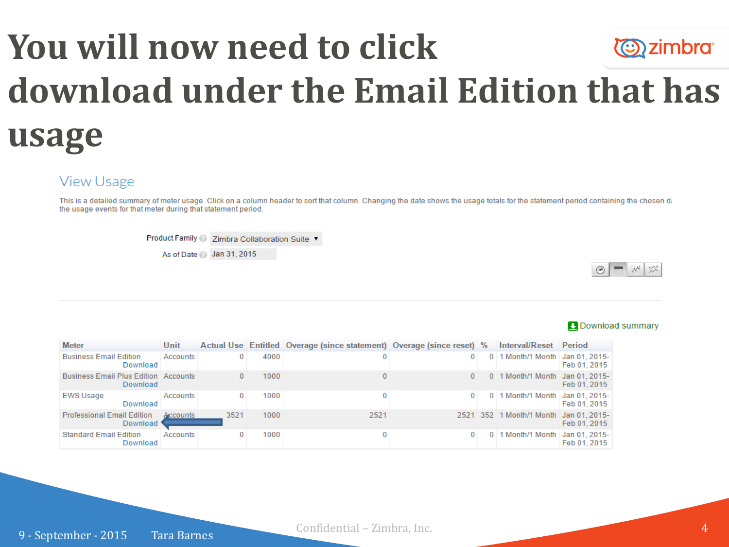# You will now need to click download under the Efficiency Edition that has usage

## View Usage

This is a detailed summary of meter usage. Click on a column header to sort that column. Changing the date shows the usage totals for the statement period containing the chosen d
the usage events for that meter during that statement period.

Product Family: Zimbra Collaboration Suite

As of Date: Jan 31, 2015

Download summary

| Meter | Unit | Actual Use | Entitled | Overage (since statement) | Overage (since reset) | % | Interval/Reset | Period |
|---|---|---|---|---|---|---|---|---|
| Business Email Edition Download | Accounts | 0 | 4000 | 0 | 0 | 0 | 1 Month/1 Month | Jan 01, 2015-Feb 01, 2015 |
| Business Email Plus Edition Download | Accounts | 0 | 1000 | 0 | 0 | 0 | 1 Month/1 Month | Jan 01, 2015-Feb 01, 2015 |
| EWS Usage Download | Accounts | 0 | 1000 | 0 | 0 | 0 | 1 Month/1 Month | Jan 01, 2015-Feb 01, 2015 |
| Professional Email Edition Download | Accounts | 3521 | 1000 | 2521 | 2521 | 352 | 1 Month/1 Month | Jan 01, 2015-Feb 01, 2015 |
| Standard Email Edition Download | Accounts | 0 | 1000 | 0 | 0 | 0 | 1 Month/1 Month | Jan 01, 2015-Feb 01, 2015 |

9 - September - 2015 Tara Barnes

Confidential – Zimbra, Inc.

# You will now need to click download under the Email Edition that has usage

## View Usage

This is a detailed summary of meter usage. Click on a column header to sort that column. Changing the date shows the usage totals for the statement period containing the chosen d
the usage events for that meter during that statement period.

Product Family: Zimbra Collaboration Suite

As of Date: Jan 31, 2015

Download summary

| Meter | Unit | Actual Use | Entitled | Overage (since statement) | Overage (since reset) | % | Interval/Reset | Period |
|---|---|---|---|---|---|---|---|---|
| Business Email Edition Download | Accounts | 0 | 4000 | 0 | 0 | 0 | 1 Month/1 Month | Jan 01, 2015-Feb 01, 2015 |
| Business Email Plus Edition Download | Accounts | 0 | 1000 | 0 | 0 | 0 | 1 Month/1 Month | Jan 01, 2015-Feb 01, 2015 |
| EWS Usage Download | Accounts | 0 | 1000 | 0 | 0 | 0 | 1 Month/1 Month | Jan 01, 2015-Feb 01, 2015 |
| Professional Email Edition Download | Accounts | 3521 | 1000 | 2521 | 2521 | 352 | 1 Month/1 Month | Jan 01, 2015-Feb 01, 2015 |
| Standard Email Edition Download | Accounts | 0 | 1000 | 0 | 0 | 0 | 1 Month/1 Month | Jan 01, 2015-Feb 01, 2015 |

9 - September - 2015 Tara Barnes

Confidential – Zimbra, Inc.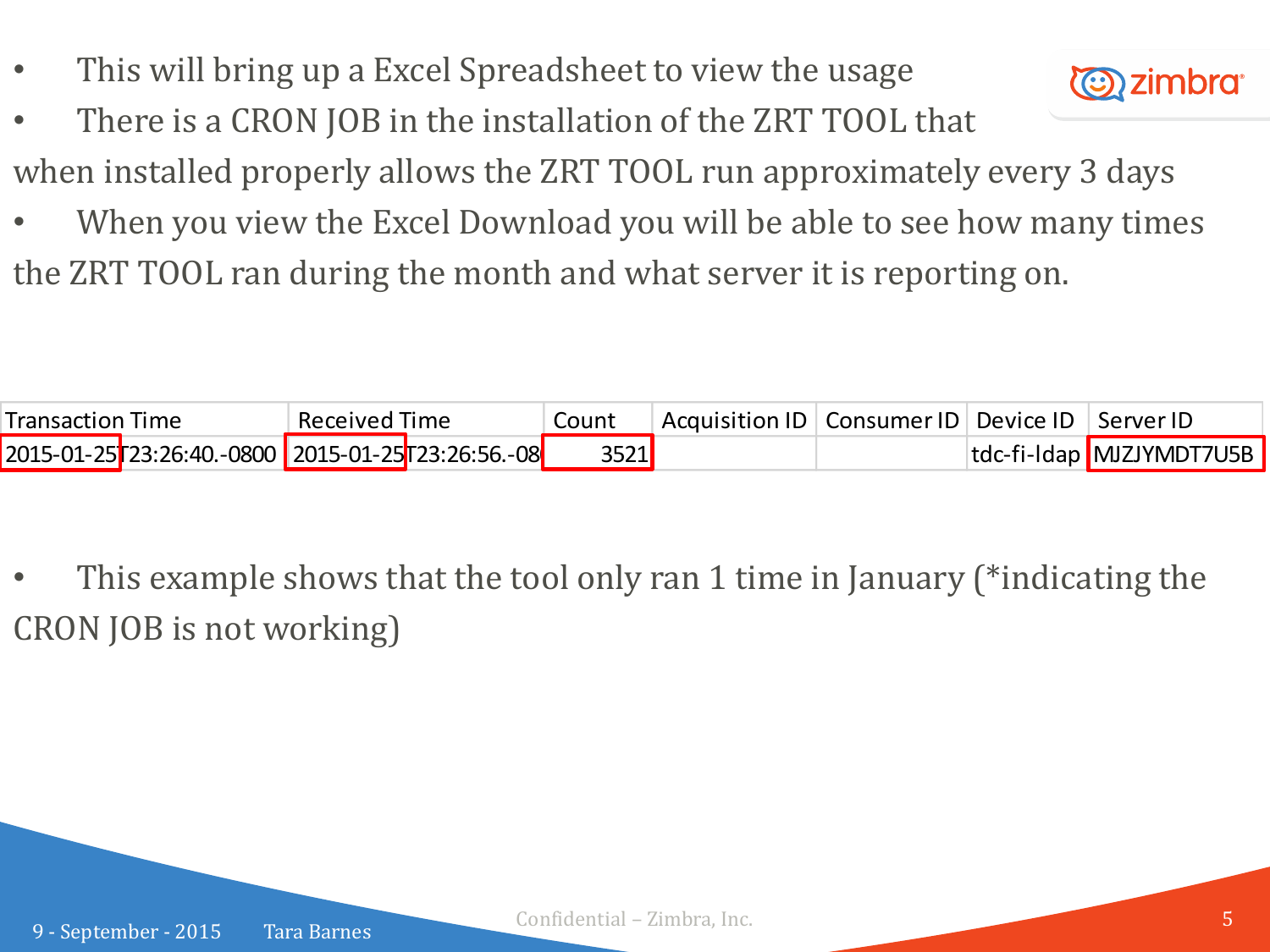- This will bring up a Excel Spreadsheet to view the usage
- There is a CRON JOB in the installation of the ZRT TOOL that when installed properly allows the ZRT TOOL run approximately every 3 days
- When you view the Excel Download you will be able to see how many times the ZRT TOOL ran during the month and what server it is reporting on.

| Transaction Time | Received Time | Count | Acquisition ID | Consumer ID | Device ID | Server ID |
|---|---|---|---|---|---|---|
| 2015-01-25T23:26:40.-0800 | 2015-01-25T23:26:56.-08 | 3521 | | | tdc-fi-ldap | MJZJYMDT7U5B |

- This example shows that the tool only ran 1 time in January (*indicating the CRON JOB is not working)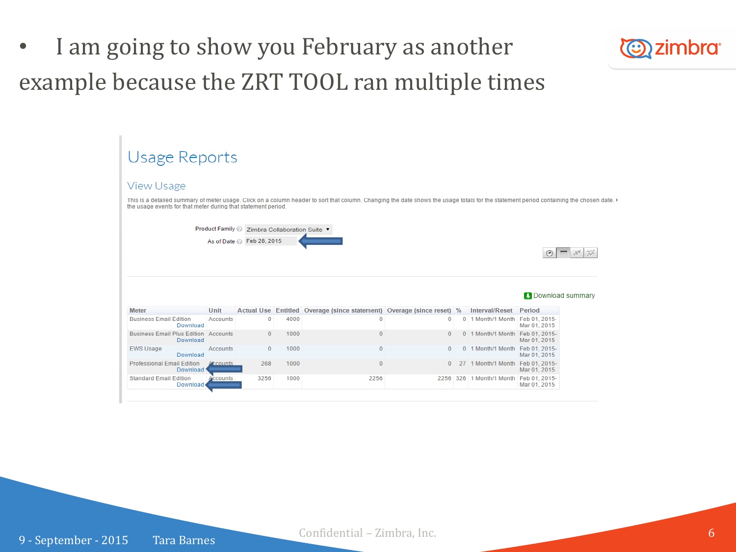- I am going to show you February as another example because the ZRT TOOL ran multiple times

## Usage Reports

### View Usage

This is a detailed summary of meter usage. Click on a column header to sort that column. Changing the date shows the usage totals for the statement period containing the chosen date. the usage events for that meter during that statement period.

Product Family: Zimbra Collaboration Suite

As of Date: Feb 28, 2015

Download summary

| Meter | Unit | Actual Use | Entitled | Overage (since statement) | Overage (since reset) | % | Interval/Reset | Period |
|---|---|---|---|---|---|---|---|---|
| Business Email Edition Download | Accounts | 0 | 4000 | 0 | 0 | 0 | 1 Month/1 Month | Feb 01, 2015-Mar 01, 2015 |
| Business Email Plus Edition Download | Accounts | 0 | 1000 | 0 | 0 | 0 | 1 Month/1 Month | Feb 01, 2015-Mar 01, 2015 |
| EWS Usage Download | Accounts | 0 | 1000 | 0 | 0 | 0 | 1 Month/1 Month | Feb 01, 2015-Mar 01, 2015 |
| Professional Email Edition Download | Accounts | 268 | 1000 | 0 | 0 | 27 | 1 Month/1 Month | Feb 01, 2015-Mar 01, 2015 |
| Standard Email Edition Download | Accounts | 3256 | 1000 | 2256 | 2256 | 326 | 1 Month/1 Month | Feb 01, 2015-Mar 01, 2015 |

9 - September - 2015 Tara Barnes

Confidential – Zimbra, Inc.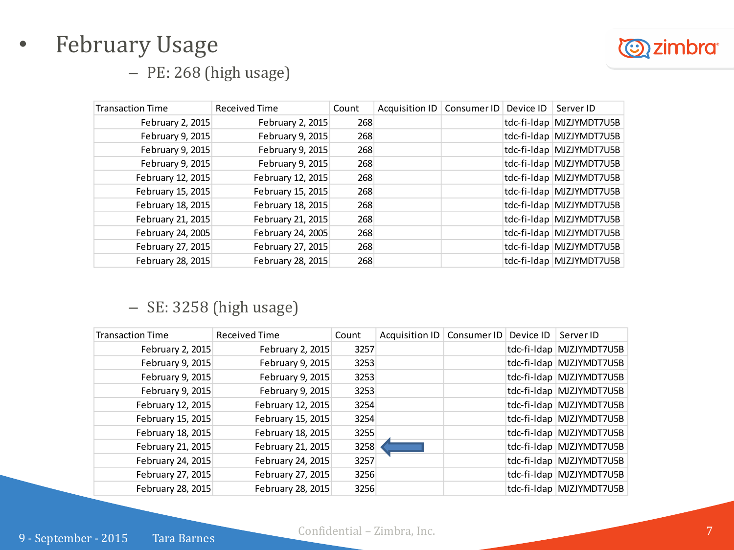- February Usage
  - PE: 268 (high usage)

| Transaction Time | Received Time | Count | Acquisition ID | Consumer ID | Device ID | Server ID |
|---|---|---|---|---|---|---|
| February 2, 2015 | February 2, 2015 | 268 | | | tdc-fi-ldap | MJZJYMDT7U5B |
| February 9, 2015 | February 9, 2015 | 268 | | | tdc-fi-ldap | MJZJYMDT7U5B |
| February 9, 2015 | February 9, 2015 | 268 | | | tdc-fi-ldap | MJZJYMDT7U5B |
| February 9, 2015 | February 9, 2015 | 268 | | | tdc-fi-ldap | MJZJYMDT7U5B |
| February 12, 2015 | February 12, 2015 | 268 | | | tdc-fi-ldap | MJZJYMDT7U5B |
| February 15, 2015 | February 15, 2015 | 268 | | | tdc-fi-ldap | MJZJYMDT7U5B |
| February 18, 2015 | February 18, 2015 | 268 | | | tdc-fi-ldap | MJZJYMDT7U5B |
| February 21, 2015 | February 21, 2015 | 268 | | | tdc-fi-ldap | MJZJYMDT7U5B |
| February 24, 2005 | February 24, 2005 | 268 | | | tdc-fi-ldap | MJZJYMDT7U5B |
| February 27, 2015 | February 27, 2015 | 268 | | | tdc-fi-ldap | MJZJYMDT7U5B |
| February 28, 2015 | February 28, 2015 | 268 | | | tdc-fi-ldap | MJZJYMDT7U5B |

  - SE: 3258 (high usage)

| Transaction Time | Received Time | Count | Acquisition ID | Consumer ID | Device ID | Server ID |
|---|---|---|---|---|---|---|
| February 2, 2015 | February 2, 2015 | 3257 | | | tdc-fi-ldap | MJZJYMDT7U5B |
| February 9, 2015 | February 9, 2015 | 3253 | | | tdc-fi-ldap | MJZJYMDT7U5B |
| February 9, 2015 | February 9, 2015 | 3253 | | | tdc-fi-ldap | MJZJYMDT7U5B |
| February 9, 2015 | February 9, 2015 | 3253 | | | tdc-fi-ldap | MJZJYMDT7U5B |
| February 12, 2015 | February 12, 2015 | 3254 | | | tdc-fi-ldap | MJZJYMDT7U5B |
| February 15, 2015 | February 15, 2015 | 3254 | | | tdc-fi-ldap | MJZJYMDT7U5B |
| February 18, 2015 | February 18, 2015 | 3255 | | | tdc-fi-ldap | MJZJYMDT7U5B |
| February 21, 2015 | February 21, 2015 | 3258 | | | tdc-fi-ldap | MJZJYMDT7U5B |
| February 24, 2015 | February 24, 2015 | 3257 | | | tdc-fi-ldap | MJZJYMDT7U5B |
| February 27, 2015 | February 27, 2015 | 3256 | | | tdc-fi-ldap | MJZJYMDT7U5B |
| February 28, 2015 | February 28, 2015 | 3256 | | | tdc-fi-ldap | MJZJYMDT7U5B |

9 - September - 2015 Tara Barnes

Confidential – Zimbra, Inc.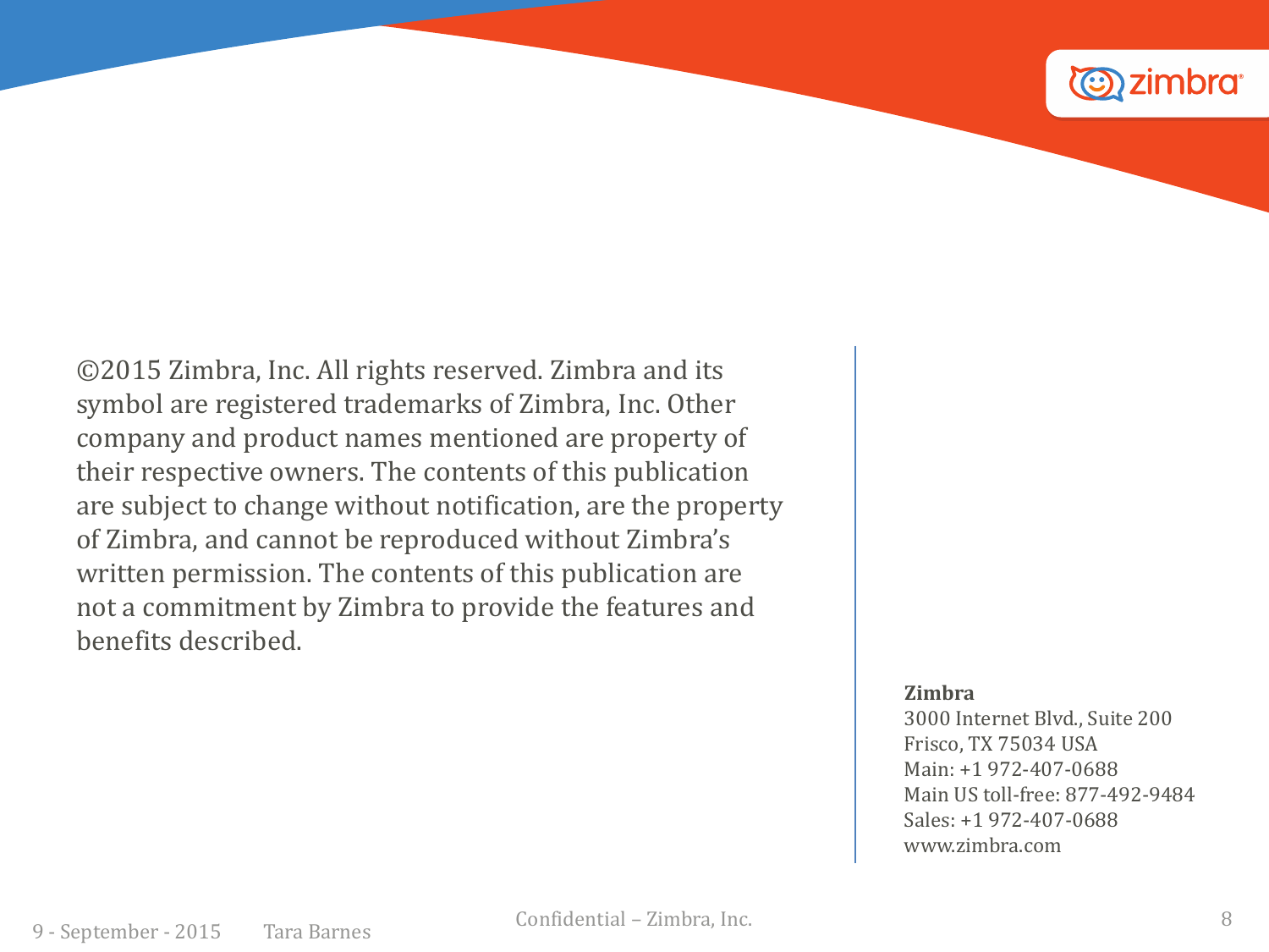©2015 Zimbra, Inc. All rights reserved. Zimbra and its symbol are registered trademarks of Zimbra, Inc. Other company and product names mentioned are property of their respective owners. The contents of this publication are subject to change without notification, are the property of Zimbra, and cannot be reproduced without Zimbra's written permission. The contents of this publication are not a commitment by Zimbra to provide the features and benefits described.

**Zimbra**
3000 Internet Blvd., Suite 200
Frisco, TX 75034 USA
Main: +1 972-407-0688
Main US toll-free: 877-492-9484
Sales: +1 972-407-0688
www.zimbra.com